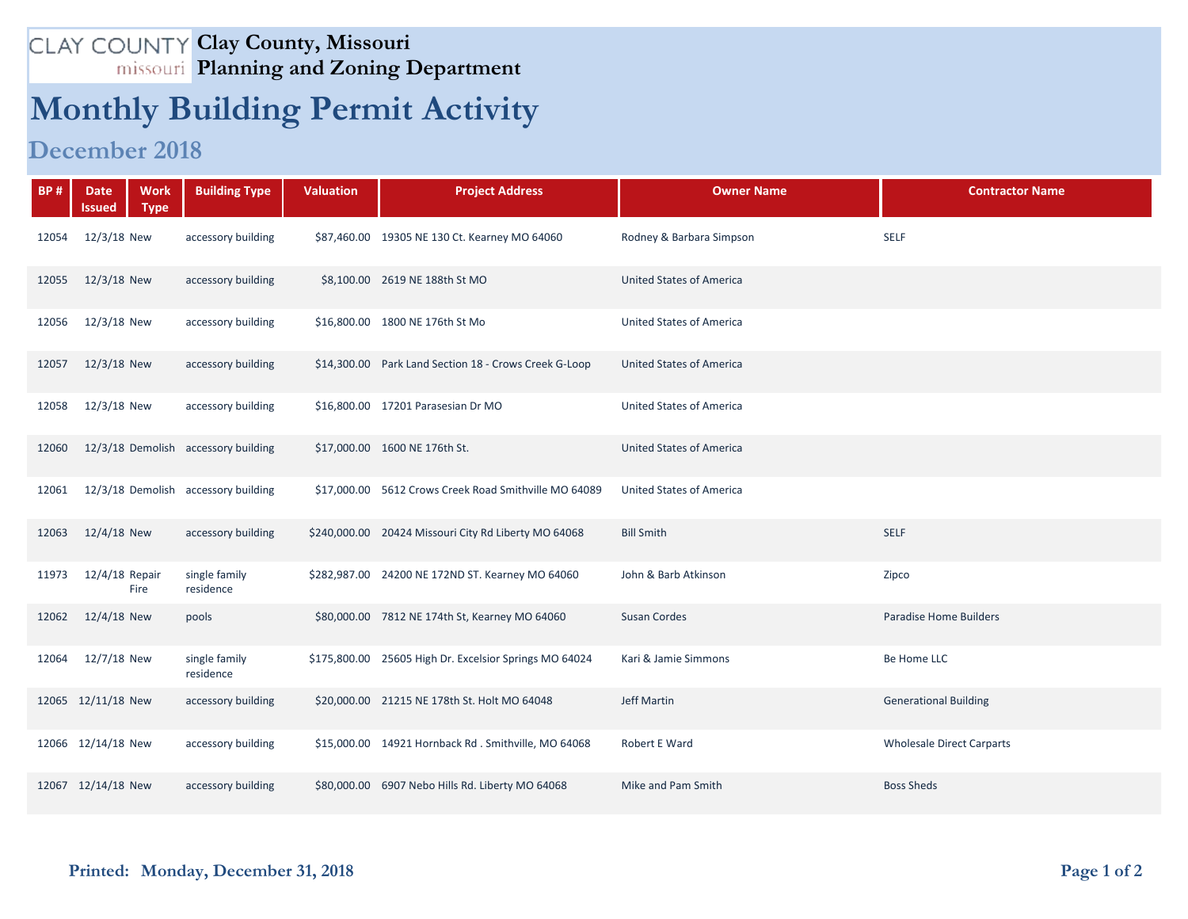CLAY COUNTY missouri

# Clay County, Missouri
## Planning and Zoning Department

# Monthly Building Permit Activity

## December 2018

| BP # | Date Issued | Work Type | Building Type | Valuation | Project Address | Owner Name | Contractor Name |
|---|---|---|---|---|---|---|---|
| 12054 | 12/3/18 | New | accessory building | $87,460.00 | 19305 NE 130 Ct. Kearney MO 64060 | Rodney & Barbara Simpson | SELF |
| 12055 | 12/3/18 | New | accessory building | $8,100.00 | 2619 NE 188th St MO | United States of America | |
| 12056 | 12/3/18 | New | accessory building | $16,800.00 | 1800 NE 176th St Mo | United States of America | |
| 12057 | 12/3/18 | New | accessory building | $14,300.00 | Park Land Section 18 - Crows Creek G-Loop | United States of America | |
| 12058 | 12/3/18 | New | accessory building | $16,800.00 | 17201 Parasesian Dr MO | United States of America | |
| 12060 | 12/3/18 | Demolish | accessory building | $17,000.00 | 1600 NE 176th St. | United States of America | |
| 12061 | 12/3/18 | Demolish | accessory building | $17,000.00 | 5612 Crows Creek Road Smithville MO 64089 | United States of America | |
| 12063 | 12/4/18 | New | accessory building | $240,000.00 | 20424 Missouri City Rd Liberty MO 64068 | Bill Smith | SELF |
| 11973 | 12/4/18 | Repair Fire | single family residence | $282,987.00 | 24200 NE 172ND ST. Kearney MO 64060 | John & Barb Atkinson | Zipco |
| 12062 | 12/4/18 | New | pools | $80,000.00 | 7812 NE 174th St, Kearney MO 64060 | Susan Cordes | Paradise Home Builders |
| 12064 | 12/7/18 | New | single family residence | $175,800.00 | 25605 High Dr. Excelsior Springs MO 64024 | Kari & Jamie Simmons | Be Home LLC |
| 12065 | 12/11/18 | New | accessory building | $20,000.00 | 21215 NE 178th St. Holt MO 64048 | Jeff Martin | Generational Building |
| 12066 | 12/14/18 | New | accessory building | $15,000.00 | 14921 Hornback Rd . Smithville, MO 64068 | Robert E Ward | Wholesale Direct Carparts |
| 12067 | 12/14/18 | New | accessory building | $80,000.00 | 6907 Nebo Hills Rd. Liberty MO 64068 | Mike and Pam Smith | Boss Sheds |

**Printed: Monday, December 31, 2018**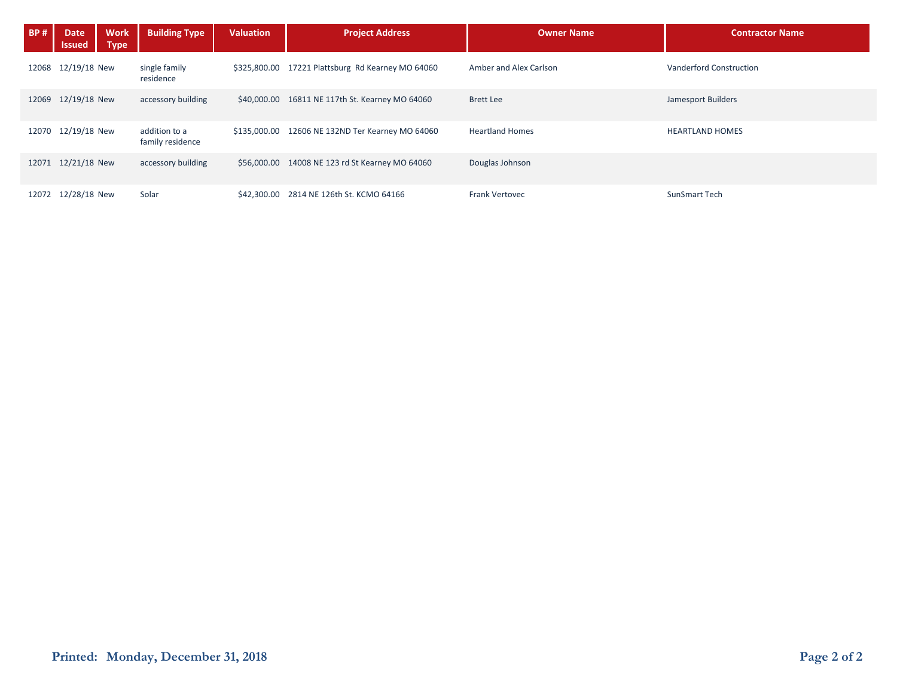| BP # | Date Issued | Work Type | Building Type | Valuation | Project Address | Owner Name | Contractor Name |
|---|---|---|---|---|---|---|---|
| 12068 | 12/19/18 | New | single family residence | $325,800.00 | 17221 Plattsburg Rd Kearney MO 64060 | Amber and Alex Carlson | Vanderford Construction |
| 12069 | 12/19/18 | New | accessory building | $40,000.00 | 16811 NE 117th St. Kearney MO 64060 | Brett Lee | Jamesport Builders |
| 12070 | 12/19/18 | New | addition to a family residence | $135,000.00 | 12606 NE 132ND Ter Kearney MO 64060 | Heartland Homes | HEARTLAND HOMES |
| 12071 | 12/21/18 | New | accessory building | $56,000.00 | 14008 NE 123 rd St Kearney MO 64060 | Douglas Johnson | |
| 12072 | 12/28/18 | New | Solar | $42,300.00 | 2814 NE 126th St. KCMO 64166 | Frank Vertovec | SunSmart Tech |

**Printed: Monday, December 31, 2018**